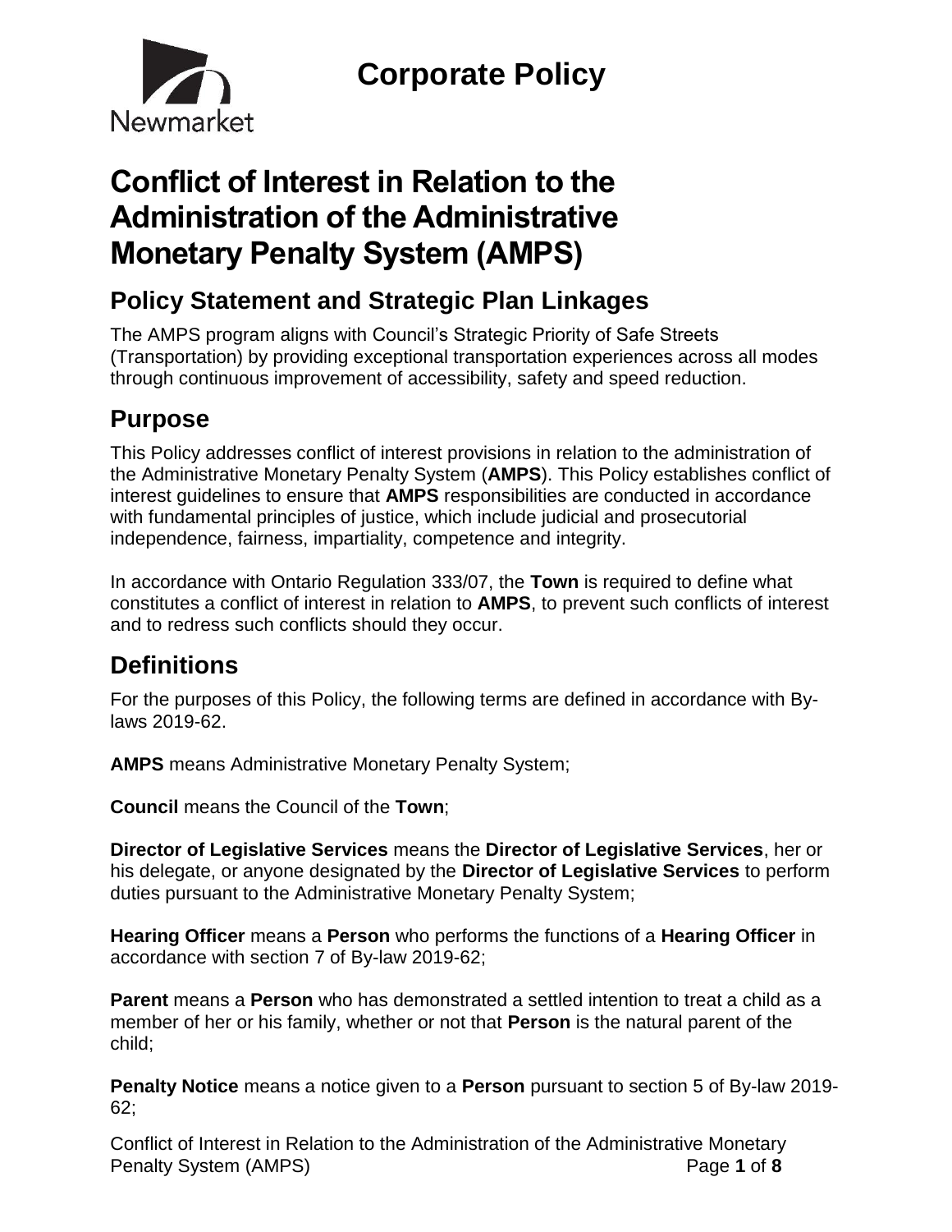Newmarket

# Corporate Policy

# Conflict of Interest in Relation to the Administration of the Administrative Monetary Penalty System (AMPS)

## Policy Statement and Strategic Plan Linkages

The AMPS program aligns with Council's Strategic Priority of Safe Streets (Transportation) by providing exceptional transportation experiences across all modes through continuous improvement of accessibility, safety and speed reduction.

## Purpose

This Policy addresses conflict of interest provisions in relation to the administration of the Administrative Monetary Penalty System (**AMPS**). This Policy establishes conflict of interest guidelines to ensure that **AMPS** responsibilities are conducted in accordance with fundamental principles of justice, which include judicial and prosecutorial independence, fairness, impartiality, competence and integrity.

In accordance with Ontario Regulation 333/07, the **Town** is required to define what constitutes a conflict of interest in relation to **AMPS**, to prevent such conflicts of interest and to redress such conflicts should they occur.

## Definitions

For the purposes of this Policy, the following terms are defined in accordance with By-laws 2019-62.

**AMPS** means Administrative Monetary Penalty System;

**Council** means the Council of the **Town**;

**Director of Legislative Services** means the **Director of Legislative Services**, her or his delegate, or anyone designated by the **Director of Legislative Services** to perform duties pursuant to the Administrative Monetary Penalty System;

**Hearing Officer** means a **Person** who performs the functions of a **Hearing Officer** in accordance with section 7 of By-law 2019-62;

**Parent** means a **Person** who has demonstrated a settled intention to treat a child as a member of her or his family, whether or not that **Person** is the natural parent of the child;

**Penalty Notice** means a notice given to a **Person** pursuant to section 5 of By-law 2019-62;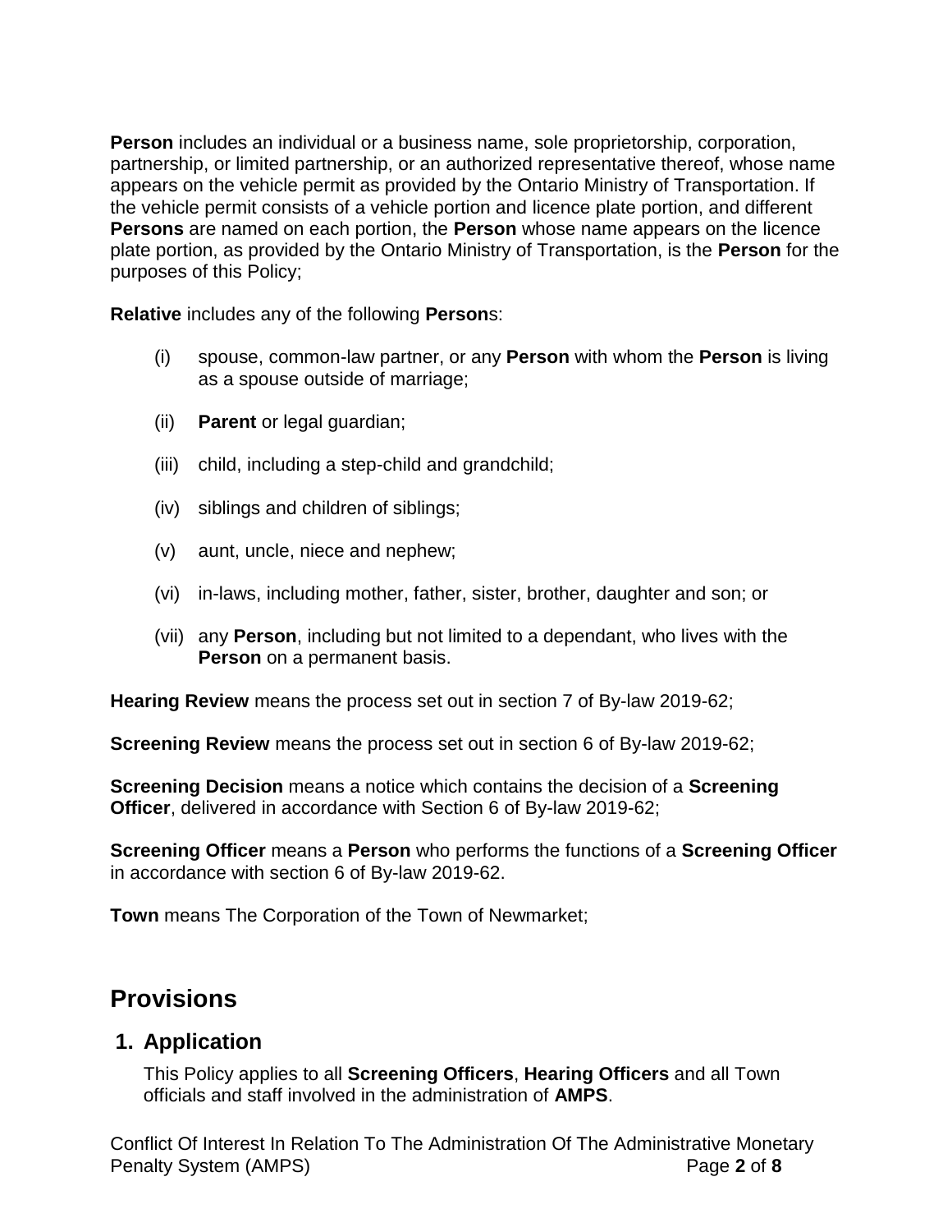**Person** includes an individual or a business name, sole proprietorship, corporation, partnership, or limited partnership, or an authorized representative thereof, whose name appears on the vehicle permit as provided by the Ontario Ministry of Transportation. If the vehicle permit consists of a vehicle portion and licence plate portion, and different **Persons** are named on each portion, the **Person** whose name appears on the licence plate portion, as provided by the Ontario Ministry of Transportation, is the **Person** for the purposes of this Policy;

**Relative** includes any of the following **Person**s:

(i) spouse, common-law partner, or any **Person** with whom the **Person** is living as a spouse outside of marriage;

(ii) **Parent** or legal guardian;

(iii) child, including a step-child and grandchild;

(iv) siblings and children of siblings;

(v) aunt, uncle, niece and nephew;

(vi) in-laws, including mother, father, sister, brother, daughter and son; or

(vii) any **Person**, including but not limited to a dependant, who lives with the **Person** on a permanent basis.

**Hearing Review** means the process set out in section 7 of By-law 2019-62;

**Screening Review** means the process set out in section 6 of By-law 2019-62;

**Screening Decision** means a notice which contains the decision of a **Screening Officer**, delivered in accordance with Section 6 of By-law 2019-62;

**Screening Officer** means a **Person** who performs the functions of a **Screening Officer** in accordance with section 6 of By-law 2019-62.

**Town** means The Corporation of the Town of Newmarket;

# Provisions

## 1. Application

This Policy applies to all **Screening Officers**, **Hearing Officers** and all Town officials and staff involved in the administration of **AMPS**.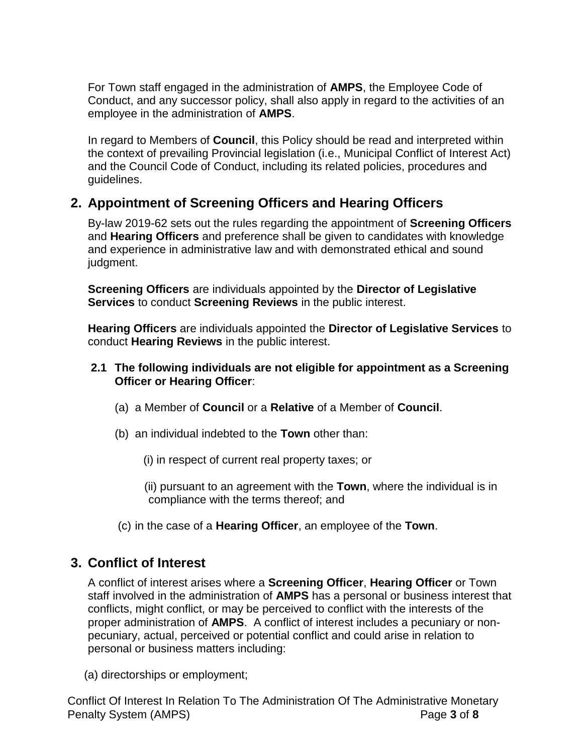For Town staff engaged in the administration of **AMPS**, the Employee Code of Conduct, and any successor policy, shall also apply in regard to the activities of an employee in the administration of **AMPS**.

In regard to Members of **Council**, this Policy should be read and interpreted within the context of prevailing Provincial legislation (i.e., Municipal Conflict of Interest Act) and the Council Code of Conduct, including its related policies, procedures and guidelines.

## 2. Appointment of Screening Officers and Hearing Officers

By-law 2019-62 sets out the rules regarding the appointment of **Screening Officers** and **Hearing Officers** and preference shall be given to candidates with knowledge and experience in administrative law and with demonstrated ethical and sound judgment.

**Screening Officers** are individuals appointed by the **Director of Legislative Services** to conduct **Screening Reviews** in the public interest.

**Hearing Officers** are individuals appointed the **Director of Legislative Services** to conduct **Hearing Reviews** in the public interest.

**2.1 The following individuals are not eligible for appointment as a Screening Officer or Hearing Officer**:

(a) a Member of **Council** or a **Relative** of a Member of **Council**.

(b) an individual indebted to the **Town** other than:

(i) in respect of current real property taxes; or

(ii) pursuant to an agreement with the **Town**, where the individual is in compliance with the terms thereof; and

(c) in the case of a **Hearing Officer**, an employee of the **Town**.

## 3. Conflict of Interest

A conflict of interest arises where a **Screening Officer**, **Hearing Officer** or Town staff involved in the administration of **AMPS** has a personal or business interest that conflicts, might conflict, or may be perceived to conflict with the interests of the proper administration of **AMPS**. A conflict of interest includes a pecuniary or non-pecuniary, actual, perceived or potential conflict and could arise in relation to personal or business matters including:

(a) directorships or employment;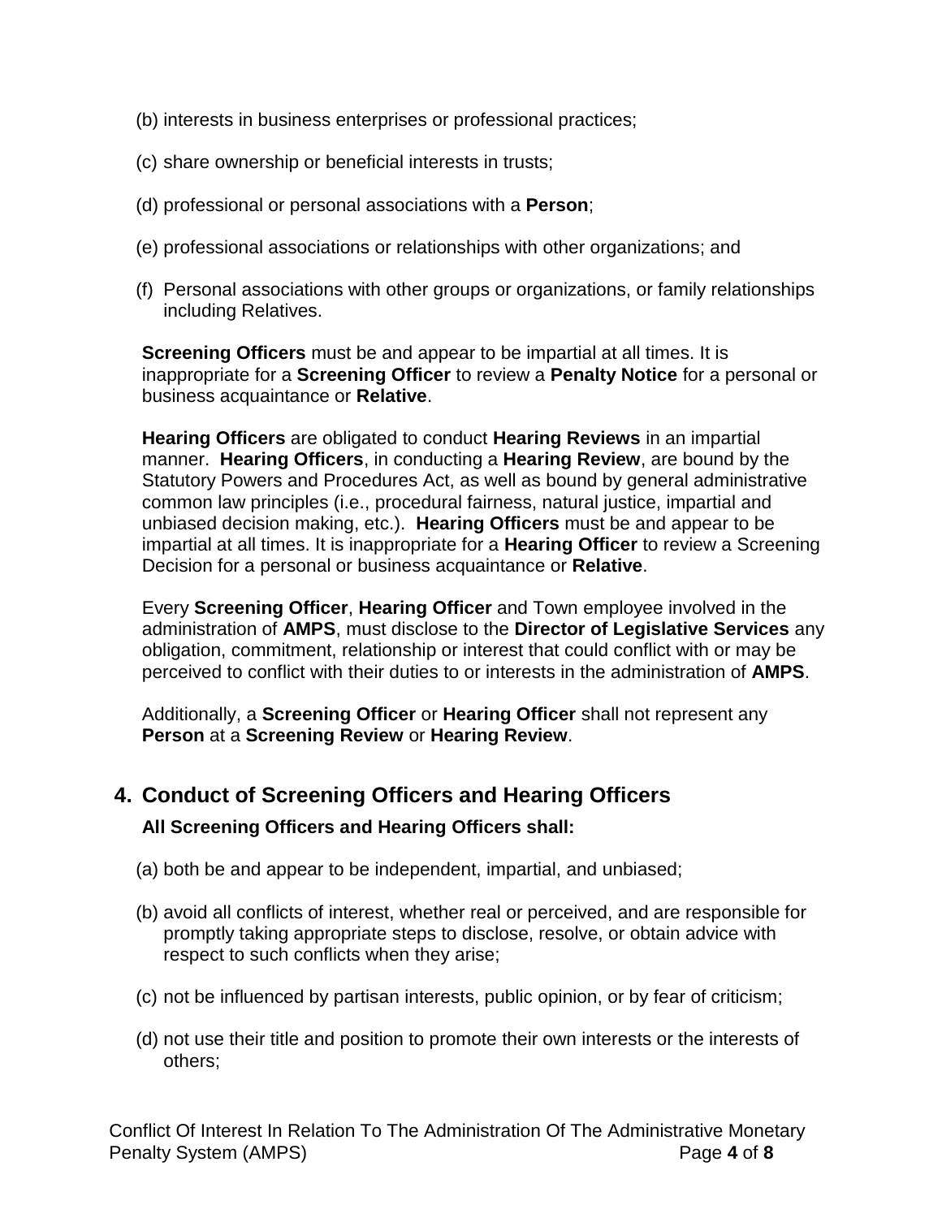(b) interests in business enterprises or professional practices;

(c) share ownership or beneficial interests in trusts;

(d) professional or personal associations with a **Person**;

(e) professional associations or relationships with other organizations; and

(f) Personal associations with other groups or organizations, or family relationships including Relatives.

**Screening Officers** must be and appear to be impartial at all times. It is inappropriate for a **Screening Officer** to review a **Penalty Notice** for a personal or business acquaintance or **Relative**.

**Hearing Officers** are obligated to conduct **Hearing Reviews** in an impartial manner. **Hearing Officers**, in conducting a **Hearing Review**, are bound by the Statutory Powers and Procedures Act, as well as bound by general administrative common law principles (i.e., procedural fairness, natural justice, impartial and unbiased decision making, etc.). **Hearing Officers** must be and appear to be impartial at all times. It is inappropriate for a **Hearing Officer** to review a Screening Decision for a personal or business acquaintance or **Relative**.

Every **Screening Officer**, **Hearing Officer** and Town employee involved in the administration of **AMPS**, must disclose to the **Director of Legislative Services** any obligation, commitment, relationship or interest that could conflict with or may be perceived to conflict with their duties to or interests in the administration of **AMPS**.

Additionally, a **Screening Officer** or **Hearing Officer** shall not represent any **Person** at a **Screening Review** or **Hearing Review**.

## 4. Conduct of Screening Officers and Hearing Officers

**All Screening Officers and Hearing Officers shall:**

(a) both be and appear to be independent, impartial, and unbiased;

(b) avoid all conflicts of interest, whether real or perceived, and are responsible for promptly taking appropriate steps to disclose, resolve, or obtain advice with respect to such conflicts when they arise;

(c) not be influenced by partisan interests, public opinion, or by fear of criticism;

(d) not use their title and position to promote their own interests or the interests of others;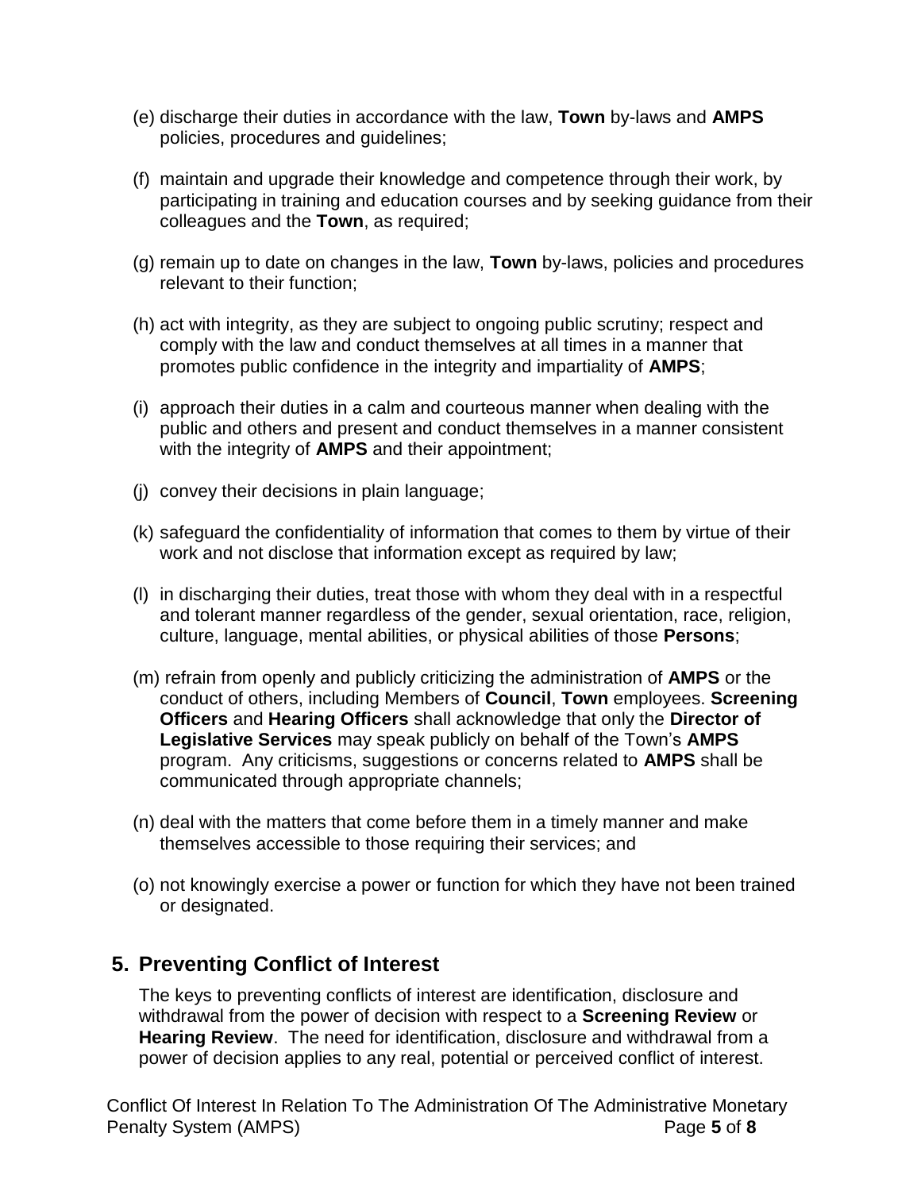(e) discharge their duties in accordance with the law, **Town** by-laws and **AMPS** policies, procedures and guidelines;

(f) maintain and upgrade their knowledge and competence through their work, by participating in training and education courses and by seeking guidance from their colleagues and the **Town**, as required;

(g) remain up to date on changes in the law, **Town** by-laws, policies and procedures relevant to their function;

(h) act with integrity, as they are subject to ongoing public scrutiny; respect and comply with the law and conduct themselves at all times in a manner that promotes public confidence in the integrity and impartiality of **AMPS**;

(i) approach their duties in a calm and courteous manner when dealing with the public and others and present and conduct themselves in a manner consistent with the integrity of **AMPS** and their appointment;

(j) convey their decisions in plain language;

(k) safeguard the confidentiality of information that comes to them by virtue of their work and not disclose that information except as required by law;

(l) in discharging their duties, treat those with whom they deal with in a respectful and tolerant manner regardless of the gender, sexual orientation, race, religion, culture, language, mental abilities, or physical abilities of those **Persons**;

(m) refrain from openly and publicly criticizing the administration of **AMPS** or the conduct of others, including Members of **Council**, **Town** employees. **Screening Officers** and **Hearing Officers** shall acknowledge that only the **Director of Legislative Services** may speak publicly on behalf of the Town's **AMPS** program. Any criticisms, suggestions or concerns related to **AMPS** shall be communicated through appropriate channels;

(n) deal with the matters that come before them in a timely manner and make themselves accessible to those requiring their services; and

(o) not knowingly exercise a power or function for which they have not been trained or designated.

## 5. Preventing Conflict of Interest

The keys to preventing conflicts of interest are identification, disclosure and withdrawal from the power of decision with respect to a **Screening Review** or **Hearing Review**. The need for identification, disclosure and withdrawal from a power of decision applies to any real, potential or perceived conflict of interest.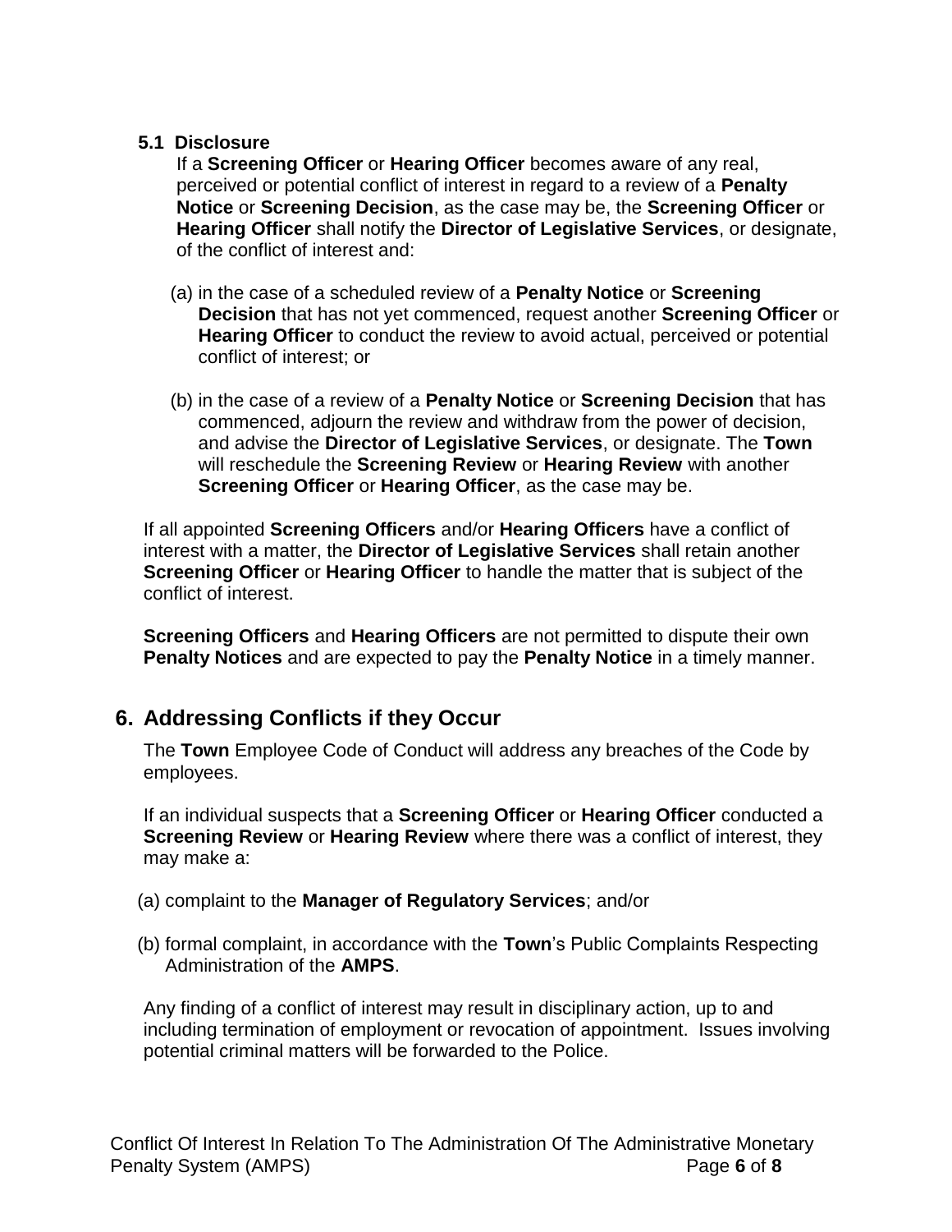### 5.1 Disclosure

If a **Screening Officer** or **Hearing Officer** becomes aware of any real, perceived or potential conflict of interest in regard to a review of a **Penalty Notice** or **Screening Decision**, as the case may be, the **Screening Officer** or **Hearing Officer** shall notify the **Director of Legislative Services**, or designate, of the conflict of interest and:

(a) in the case of a scheduled review of a **Penalty Notice** or **Screening Decision** that has not yet commenced, request another **Screening Officer** or **Hearing Officer** to conduct the review to avoid actual, perceived or potential conflict of interest; or

(b) in the case of a review of a **Penalty Notice** or **Screening Decision** that has commenced, adjourn the review and withdraw from the power of decision, and advise the **Director of Legislative Services**, or designate. The **Town** will reschedule the **Screening Review** or **Hearing Review** with another **Screening Officer** or **Hearing Officer**, as the case may be.

If all appointed **Screening Officers** and/or **Hearing Officers** have a conflict of interest with a matter, the **Director of Legislative Services** shall retain another **Screening Officer** or **Hearing Officer** to handle the matter that is subject of the conflict of interest.

**Screening Officers** and **Hearing Officers** are not permitted to dispute their own **Penalty Notices** and are expected to pay the **Penalty Notice** in a timely manner.

## 6. Addressing Conflicts if they Occur

The **Town** Employee Code of Conduct will address any breaches of the Code by employees.

If an individual suspects that a **Screening Officer** or **Hearing Officer** conducted a **Screening Review** or **Hearing Review** where there was a conflict of interest, they may make a:

(a) complaint to the **Manager of Regulatory Services**; and/or

(b) formal complaint, in accordance with the **Town**'s Public Complaints Respecting Administration of the **AMPS**.

Any finding of a conflict of interest may result in disciplinary action, up to and including termination of employment or revocation of appointment. Issues involving potential criminal matters will be forwarded to the Police.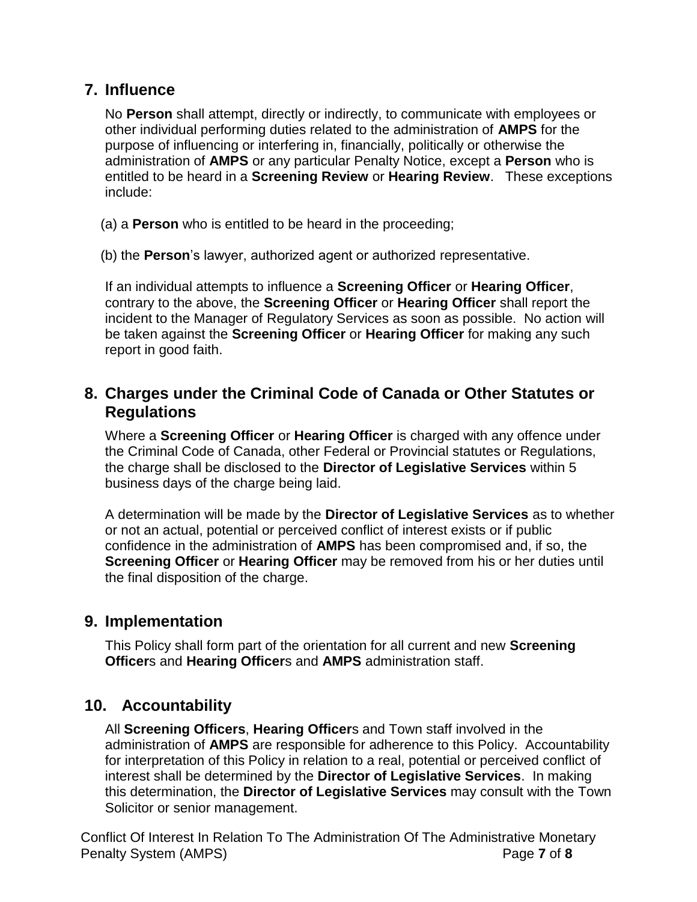## 7. Influence

No **Person** shall attempt, directly or indirectly, to communicate with employees or other individual performing duties related to the administration of **AMPS** for the purpose of influencing or interfering in, financially, politically or otherwise the administration of **AMPS** or any particular Penalty Notice, except a **Person** who is entitled to be heard in a **Screening Review** or **Hearing Review**. These exceptions include:

(a) a **Person** who is entitled to be heard in the proceeding;

(b) the **Person**'s lawyer, authorized agent or authorized representative.

If an individual attempts to influence a **Screening Officer** or **Hearing Officer**, contrary to the above, the **Screening Officer** or **Hearing Officer** shall report the incident to the Manager of Regulatory Services as soon as possible. No action will be taken against the **Screening Officer** or **Hearing Officer** for making any such report in good faith.

## 8. Charges under the Criminal Code of Canada or Other Statutes or Regulations

Where a **Screening Officer** or **Hearing Officer** is charged with any offence under the Criminal Code of Canada, other Federal or Provincial statutes or Regulations, the charge shall be disclosed to the **Director of Legislative Services** within 5 business days of the charge being laid.

A determination will be made by the **Director of Legislative Services** as to whether or not an actual, potential or perceived conflict of interest exists or if public confidence in the administration of **AMPS** has been compromised and, if so, the **Screening Officer** or **Hearing Officer** may be removed from his or her duties until the final disposition of the charge.

## 9. Implementation

This Policy shall form part of the orientation for all current and new **Screening Officer**s and **Hearing Officer**s and **AMPS** administration staff.

## 10. Accountability

All **Screening Officers**, **Hearing Officer**s and Town staff involved in the administration of **AMPS** are responsible for adherence to this Policy. Accountability for interpretation of this Policy in relation to a real, potential or perceived conflict of interest shall be determined by the **Director of Legislative Services**. In making this determination, the **Director of Legislative Services** may consult with the Town Solicitor or senior management.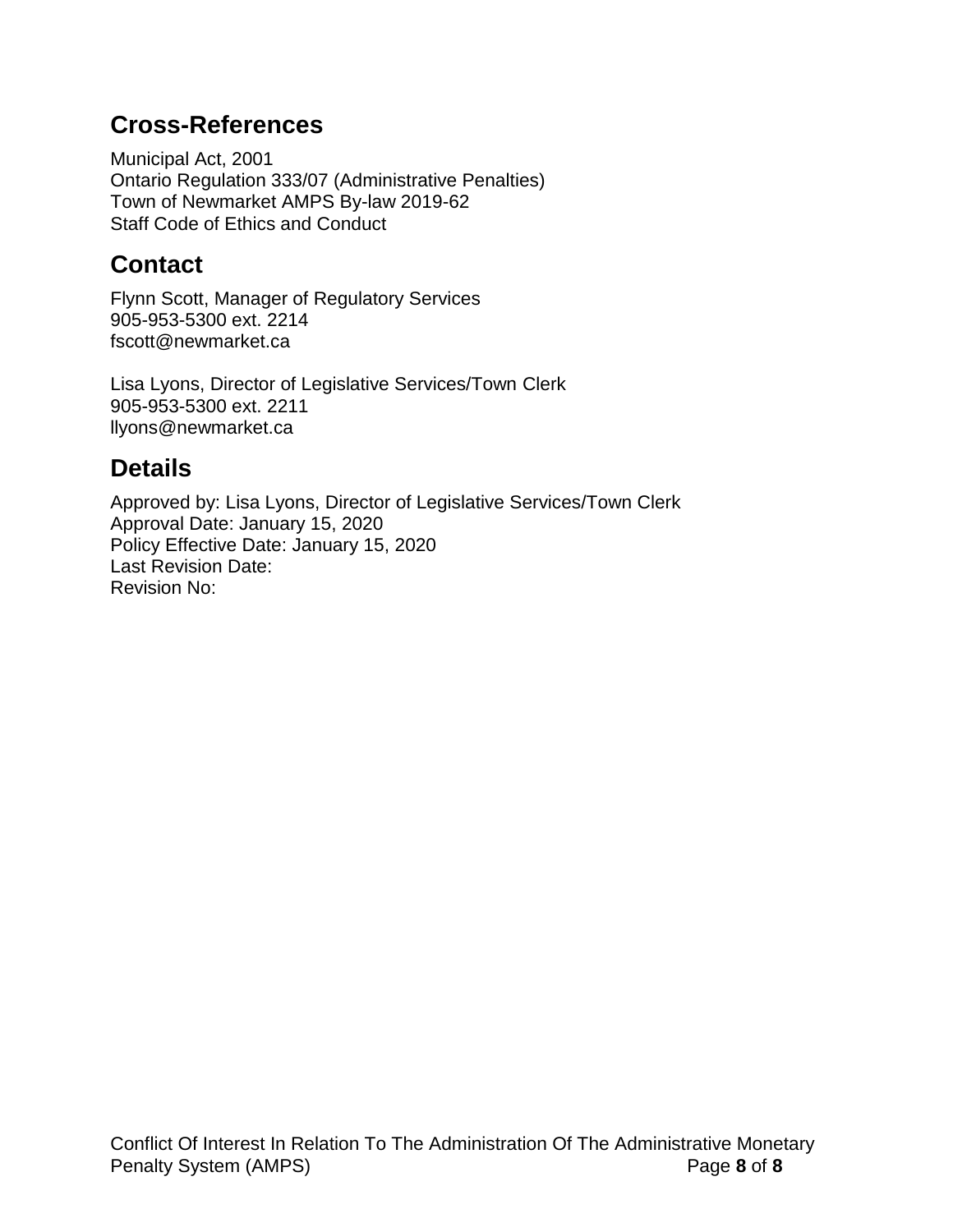## Cross-References

Municipal Act, 2001
Ontario Regulation 333/07 (Administrative Penalties)
Town of Newmarket AMPS By-law 2019-62
Staff Code of Ethics and Conduct

## Contact

Flynn Scott, Manager of Regulatory Services
905-953-5300 ext. 2214
fscott@newmarket.ca

Lisa Lyons, Director of Legislative Services/Town Clerk
905-953-5300 ext. 2211
llyons@newmarket.ca

## Details

Approved by: Lisa Lyons, Director of Legislative Services/Town Clerk
Approval Date: January 15, 2020
Policy Effective Date: January 15, 2020
Last Revision Date:
Revision No: